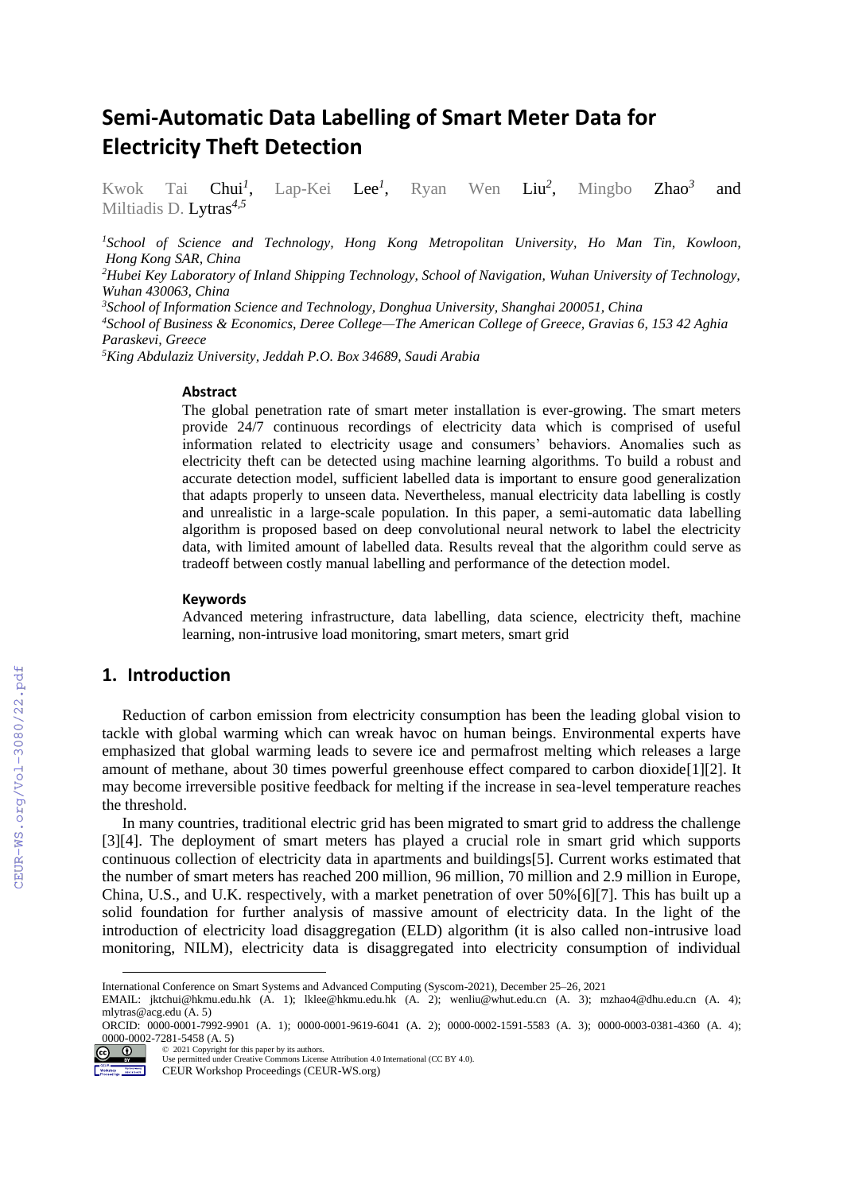# Semi-Automatic Data Labelling of Smart Meter Data for Electricity Theft Detection

Kwok Tai Chui[1], Lap-Kei Lee[1], Ryan Wen Liu[2], Mingbo Zhao[3] and Miltiadis D. Lytras[4,5]

[1] *School of Science and Technology, Hong Kong Metropolitan University, Ho Man Tin, Kowloon, Hong Kong SAR, China*
[2] *Hubei Key Laboratory of Inland Shipping Technology, School of Navigation, Wuhan University of Technology, Wuhan 430063, China*
[3] *School of Information Science and Technology, Donghua University, Shanghai 200051, China*
[4] *School of Business & Economics, Deree College—The American College of Greece, Gravias 6, 153 42 Aghia Paraskevi, Greece*
[5] *King Abdulaziz University, Jeddah P.O. Box 34689, Saudi Arabia*

### Abstract

The global penetration rate of smart meter installation is ever-growing. The smart meters provide 24/7 continuous recordings of electricity data which is comprised of useful information related to electricity usage and consumers' behaviors. Anomalies such as electricity theft can be detected using machine learning algorithms. To build a robust and accurate detection model, sufficient labelled data is important to ensure good generalization that adapts properly to unseen data. Nevertheless, manual electricity data labelling is costly and unrealistic in a large-scale population. In this paper, a semi-automatic data labelling algorithm is proposed based on deep convolutional neural network to label the electricity data, with limited amount of labelled data. Results reveal that the algorithm could serve as tradeoff between costly manual labelling and performance of the detection model.

### Keywords

Advanced metering infrastructure, data labelling, data science, electricity theft, machine learning, non-intrusive load monitoring, smart meters, smart grid

## 1. Introduction

Reduction of carbon emission from electricity consumption has been the leading global vision to tackle with global warming which can wreak havoc on human beings. Environmental experts have emphasized that global warming leads to severe ice and permafrost melting which releases a large amount of methane, about 30 times powerful greenhouse effect compared to carbon dioxide[1][2]. It may become irreversible positive feedback for melting if the increase in sea-level temperature reaches the threshold.

In many countries, traditional electric grid has been migrated to smart grid to address the challenge [3][4]. The deployment of smart meters has played a crucial role in smart grid which supports continuous collection of electricity data in apartments and buildings[5]. Current works estimated that the number of smart meters has reached 200 million, 96 million, 70 million and 2.9 million in Europe, China, U.S., and U.K. respectively, with a market penetration of over 50%[6][7]. This has built up a solid foundation for further analysis of massive amount of electricity data. In the light of the introduction of electricity load disaggregation (ELD) algorithm (it is also called non-intrusive load monitoring, NILM), electricity data is disaggregated into electricity consumption of individual

International Conference on Smart Systems and Advanced Computing (Syscom-2021), December 25–26, 2021
EMAIL: jktchui@hkmu.edu.hk (A. 1); lklee@hkmu.edu.hk (A. 2); wenliu@whut.edu.cn (A. 3); mzhao4@dhu.edu.cn (A. 4); mlytras@acg.edu (A. 5)
ORCID: 0000-0001-7992-9901 (A. 1); 0000-0001-9619-6041 (A. 2); 0000-0002-1591-5583 (A. 3); 0000-0003-0381-4360 (A. 4); 0000-0002-7281-5458 (A. 5)
© 2021 Copyright for this paper by its authors.
Use permitted under Creative Commons License Attribution 4.0 International (CC BY 4.0).
CEUR Workshop Proceedings (CEUR-WS.org)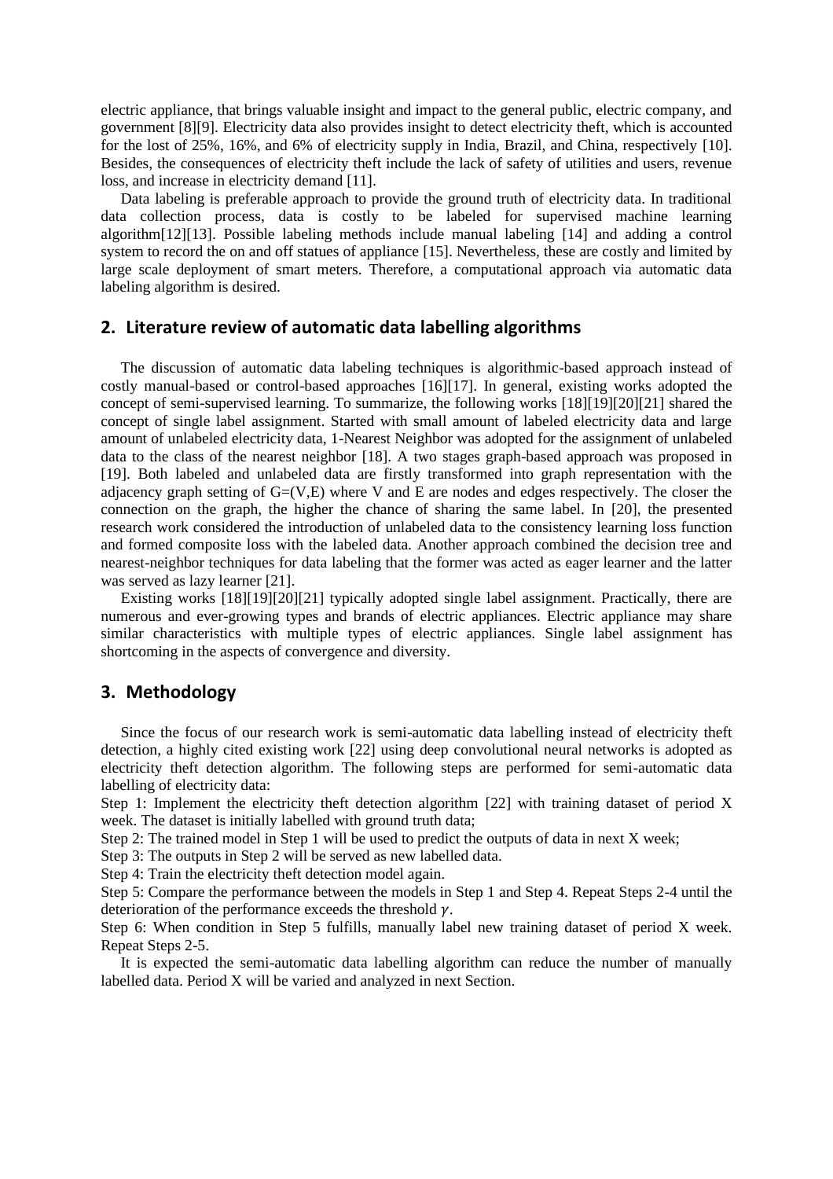electric appliance, that brings valuable insight and impact to the general public, electric company, and government [8][9]. Electricity data also provides insight to detect electricity theft, which is accounted for the lost of 25%, 16%, and 6% of electricity supply in India, Brazil, and China, respectively [10]. Besides, the consequences of electricity theft include the lack of safety of utilities and users, revenue loss, and increase in electricity demand [11].

Data labeling is preferable approach to provide the ground truth of electricity data. In traditional data collection process, data is costly to be labeled for supervised machine learning algorithm[12][13]. Possible labeling methods include manual labeling [14] and adding a control system to record the on and off statues of appliance [15]. Nevertheless, these are costly and limited by large scale deployment of smart meters. Therefore, a computational approach via automatic data labeling algorithm is desired.

## 2. Literature review of automatic data labelling algorithms

The discussion of automatic data labeling techniques is algorithmic-based approach instead of costly manual-based or control-based approaches [16][17]. In general, existing works adopted the concept of semi-supervised learning. To summarize, the following works [18][19][20][21] shared the concept of single label assignment. Started with small amount of labeled electricity data and large amount of unlabeled electricity data, 1-Nearest Neighbor was adopted for the assignment of unlabeled data to the class of the nearest neighbor [18]. A two stages graph-based approach was proposed in [19]. Both labeled and unlabeled data are firstly transformed into graph representation with the adjacency graph setting of G=(V,E) where V and E are nodes and edges respectively. The closer the connection on the graph, the higher the chance of sharing the same label. In [20], the presented research work considered the introduction of unlabeled data to the consistency learning loss function and formed composite loss with the labeled data. Another approach combined the decision tree and nearest-neighbor techniques for data labeling that the former was acted as eager learner and the latter was served as lazy learner [21].

Existing works [18][19][20][21] typically adopted single label assignment. Practically, there are numerous and ever-growing types and brands of electric appliances. Electric appliance may share similar characteristics with multiple types of electric appliances. Single label assignment has shortcoming in the aspects of convergence and diversity.

## 3. Methodology

Since the focus of our research work is semi-automatic data labelling instead of electricity theft detection, a highly cited existing work [22] using deep convolutional neural networks is adopted as electricity theft detection algorithm. The following steps are performed for semi-automatic data labelling of electricity data:

Step 1: Implement the electricity theft detection algorithm [22] with training dataset of period X week. The dataset is initially labelled with ground truth data;

Step 2: The trained model in Step 1 will be used to predict the outputs of data in next X week;

Step 3: The outputs in Step 2 will be served as new labelled data.

Step 4: Train the electricity theft detection model again.

Step 5: Compare the performance between the models in Step 1 and Step 4. Repeat Steps 2-4 until the deterioration of the performance exceeds the threshold $\gamma$.

Step 6: When condition in Step 5 fulfills, manually label new training dataset of period X week. Repeat Steps 2-5.

It is expected the semi-automatic data labelling algorithm can reduce the number of manually labelled data. Period X will be varied and analyzed in next Section.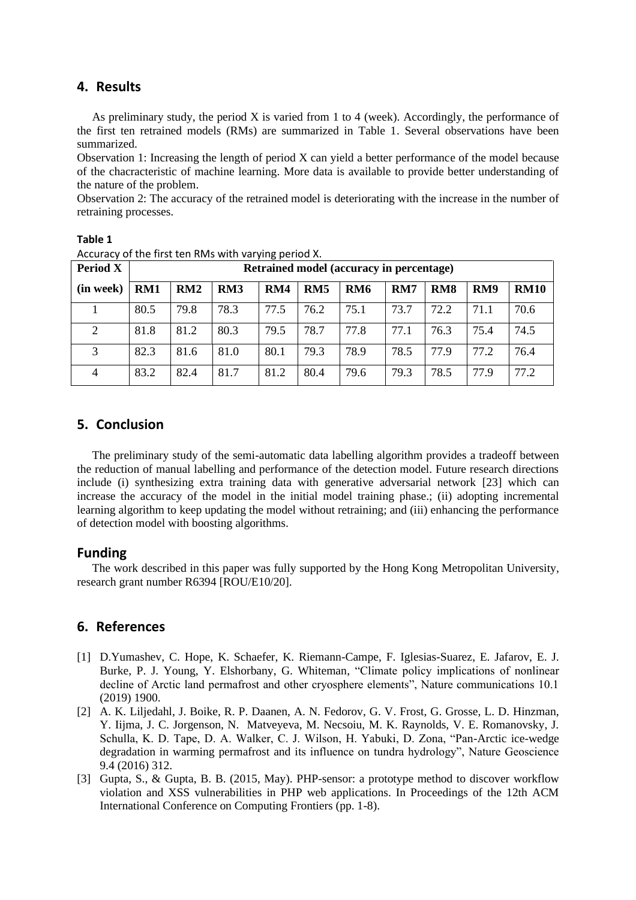## 4. Results

As preliminary study, the period X is varied from 1 to 4 (week). Accordingly, the performance of the first ten retrained models (RMs) are summarized in Table 1. Several observations have been summarized.

Observation 1: Increasing the length of period X can yield a better performance of the model because of the chacracteristic of machine learning. More data is available to provide better understanding of the nature of the problem.

Observation 2: The accuracy of the retrained model is deteriorating with the increase in the number of retraining processes.

**Table 1**

Accuracy of the first ten RMs with varying period X.

| Period X | Retrained model (accuracy in percentage) | | | | | | | | | |
|---|---|---|---|---|---|---|---|---|---|---|
| (in week) | RM1 | RM2 | RM3 | RM4 | RM5 | RM6 | RM7 | RM8 | RM9 | RM10 |
| 1 | 80.5 | 79.8 | 78.3 | 77.5 | 76.2 | 75.1 | 73.7 | 72.2 | 71.1 | 70.6 |
| 2 | 81.8 | 81.2 | 80.3 | 79.5 | 78.7 | 77.8 | 77.1 | 76.3 | 75.4 | 74.5 |
| 3 | 82.3 | 81.6 | 81.0 | 80.1 | 79.3 | 78.9 | 78.5 | 77.9 | 77.2 | 76.4 |
| 4 | 83.2 | 82.4 | 81.7 | 81.2 | 80.4 | 79.6 | 79.3 | 78.5 | 77.9 | 77.2 |

## 5. Conclusion

The preliminary study of the semi-automatic data labelling algorithm provides a tradeoff between the reduction of manual labelling and performance of the detection model. Future research directions include (i) synthesizing extra training data with generative adversarial network [23] which can increase the accuracy of the model in the initial model training phase.; (ii) adopting incremental learning algorithm to keep updating the model without retraining; and (iii) enhancing the performance of detection model with boosting algorithms.

## Funding

The work described in this paper was fully supported by the Hong Kong Metropolitan University, research grant number R6394 [ROU/E10/20].

## 6. References

[1] D.Yumashev, C. Hope, K. Schaefer, K. Riemann-Campe, F. Iglesias-Suarez, E. Jafarov, E. J. Burke, P. J. Young, Y. Elshorbany, G. Whiteman, "Climate policy implications of nonlinear decline of Arctic land permafrost and other cryosphere elements", Nature communications 10.1 (2019) 1900.

[2] A. K. Liljedahl, J. Boike, R. P. Daanen, A. N. Fedorov, G. V. Frost, G. Grosse, L. D. Hinzman, Y. Iijma, J. C. Jorgenson, N. Matveyeva, M. Necsoiu, M. K. Raynolds, V. E. Romanovsky, J. Schulla, K. D. Tape, D. A. Walker, C. J. Wilson, H. Yabuki, D. Zona, "Pan-Arctic ice-wedge degradation in warming permafrost and its influence on tundra hydrology", Nature Geoscience 9.4 (2016) 312.

[3] Gupta, S., & Gupta, B. B. (2015, May). PHP-sensor: a prototype method to discover workflow violation and XSS vulnerabilities in PHP web applications. In Proceedings of the 12th ACM International Conference on Computing Frontiers (pp. 1-8).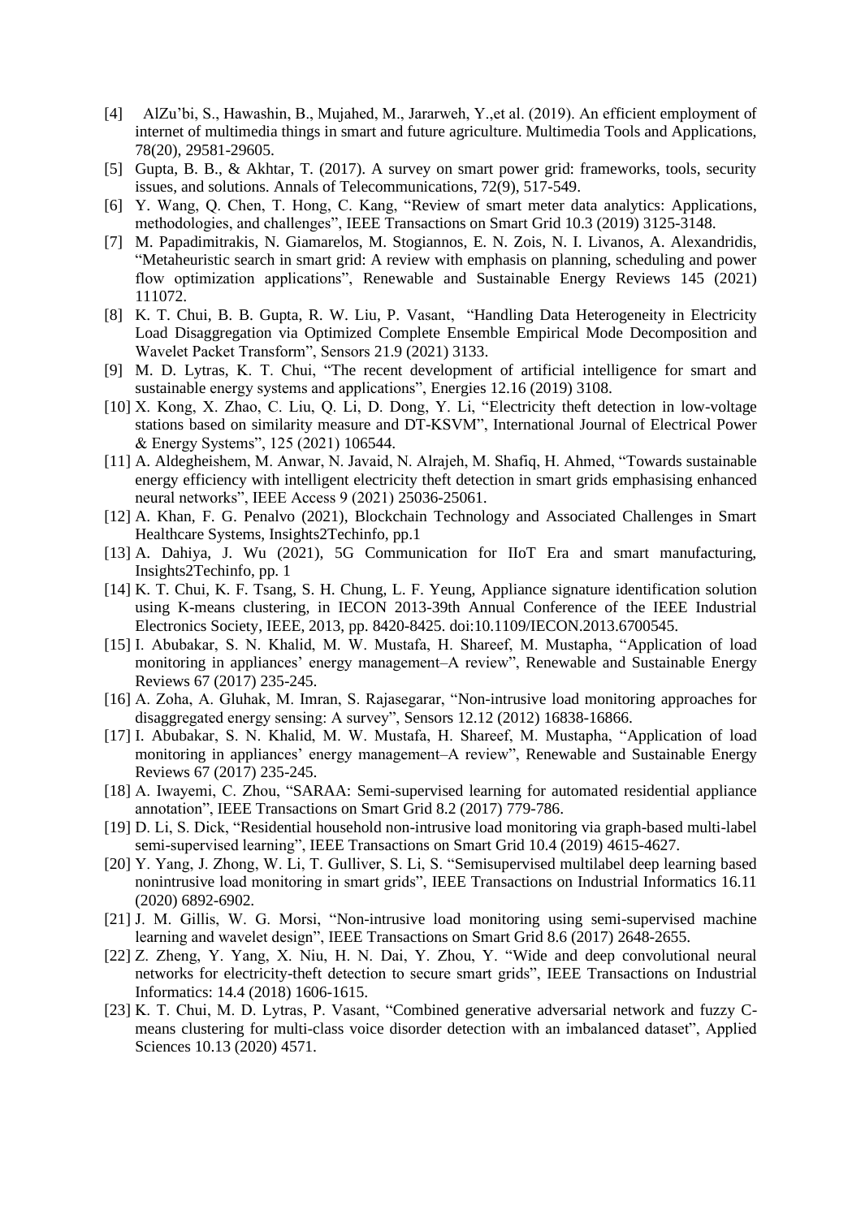[4] AlZu'bi, S., Hawashin, B., Mujahed, M., Jararweh, Y.,et al. (2019). An efficient employment of internet of multimedia things in smart and future agriculture. Multimedia Tools and Applications, 78(20), 29581-29605.

[5] Gupta, B. B., & Akhtar, T. (2017). A survey on smart power grid: frameworks, tools, security issues, and solutions. Annals of Telecommunications, 72(9), 517-549.

[6] Y. Wang, Q. Chen, T. Hong, C. Kang, "Review of smart meter data analytics: Applications, methodologies, and challenges", IEEE Transactions on Smart Grid 10.3 (2019) 3125-3148.

[7] M. Papadimitrakis, N. Giamarelos, M. Stogiannos, E. N. Zois, N. I. Livanos, A. Alexandridis, "Metaheuristic search in smart grid: A review with emphasis on planning, scheduling and power flow optimization applications", Renewable and Sustainable Energy Reviews 145 (2021) 111072.

[8] K. T. Chui, B. B. Gupta, R. W. Liu, P. Vasant, "Handling Data Heterogeneity in Electricity Load Disaggregation via Optimized Complete Ensemble Empirical Mode Decomposition and Wavelet Packet Transform", Sensors 21.9 (2021) 3133.

[9] M. D. Lytras, K. T. Chui, "The recent development of artificial intelligence for smart and sustainable energy systems and applications", Energies 12.16 (2019) 3108.

[10] X. Kong, X. Zhao, C. Liu, Q. Li, D. Dong, Y. Li, "Electricity theft detection in low-voltage stations based on similarity measure and DT-KSVM", International Journal of Electrical Power & Energy Systems", 125 (2021) 106544.

[11] A. Aldegheishem, M. Anwar, N. Javaid, N. Alrajeh, M. Shafiq, H. Ahmed, "Towards sustainable energy efficiency with intelligent electricity theft detection in smart grids emphasising enhanced neural networks", IEEE Access 9 (2021) 25036-25061.

[12] A. Khan, F. G. Penalvo (2021), Blockchain Technology and Associated Challenges in Smart Healthcare Systems, Insights2Techinfo, pp.1

[13] A. Dahiya, J. Wu (2021), 5G Communication for IIoT Era and smart manufacturing, Insights2Techinfo, pp. 1

[14] K. T. Chui, K. F. Tsang, S. H. Chung, L. F. Yeung, Appliance signature identification solution using K-means clustering, in IECON 2013-39th Annual Conference of the IEEE Industrial Electronics Society, IEEE, 2013, pp. 8420-8425. doi:10.1109/IECON.2013.6700545.

[15] I. Abubakar, S. N. Khalid, M. W. Mustafa, H. Shareef, M. Mustapha, "Application of load monitoring in appliances' energy management–A review", Renewable and Sustainable Energy Reviews 67 (2017) 235-245.

[16] A. Zoha, A. Gluhak, M. Imran, S. Rajasegarar, "Non-intrusive load monitoring approaches for disaggregated energy sensing: A survey", Sensors 12.12 (2012) 16838-16866.

[17] I. Abubakar, S. N. Khalid, M. W. Mustafa, H. Shareef, M. Mustapha, "Application of load monitoring in appliances' energy management–A review", Renewable and Sustainable Energy Reviews 67 (2017) 235-245.

[18] A. Iwayemi, C. Zhou, "SARAA: Semi-supervised learning for automated residential appliance annotation", IEEE Transactions on Smart Grid 8.2 (2017) 779-786.

[19] D. Li, S. Dick, "Residential household non-intrusive load monitoring via graph-based multi-label semi-supervised learning", IEEE Transactions on Smart Grid 10.4 (2019) 4615-4627.

[20] Y. Yang, J. Zhong, W. Li, T. Gulliver, S. Li, S. "Semisupervised multilabel deep learning based nonintrusive load monitoring in smart grids", IEEE Transactions on Industrial Informatics 16.11 (2020) 6892-6902.

[21] J. M. Gillis, W. G. Morsi, "Non-intrusive load monitoring using semi-supervised machine learning and wavelet design", IEEE Transactions on Smart Grid 8.6 (2017) 2648-2655.

[22] Z. Zheng, Y. Yang, X. Niu, H. N. Dai, Y. Zhou, Y. "Wide and deep convolutional neural networks for electricity-theft detection to secure smart grids", IEEE Transactions on Industrial Informatics: 14.4 (2018) 1606-1615.

[23] K. T. Chui, M. D. Lytras, P. Vasant, "Combined generative adversarial network and fuzzy C-means clustering for multi-class voice disorder detection with an imbalanced dataset", Applied Sciences 10.13 (2020) 4571.